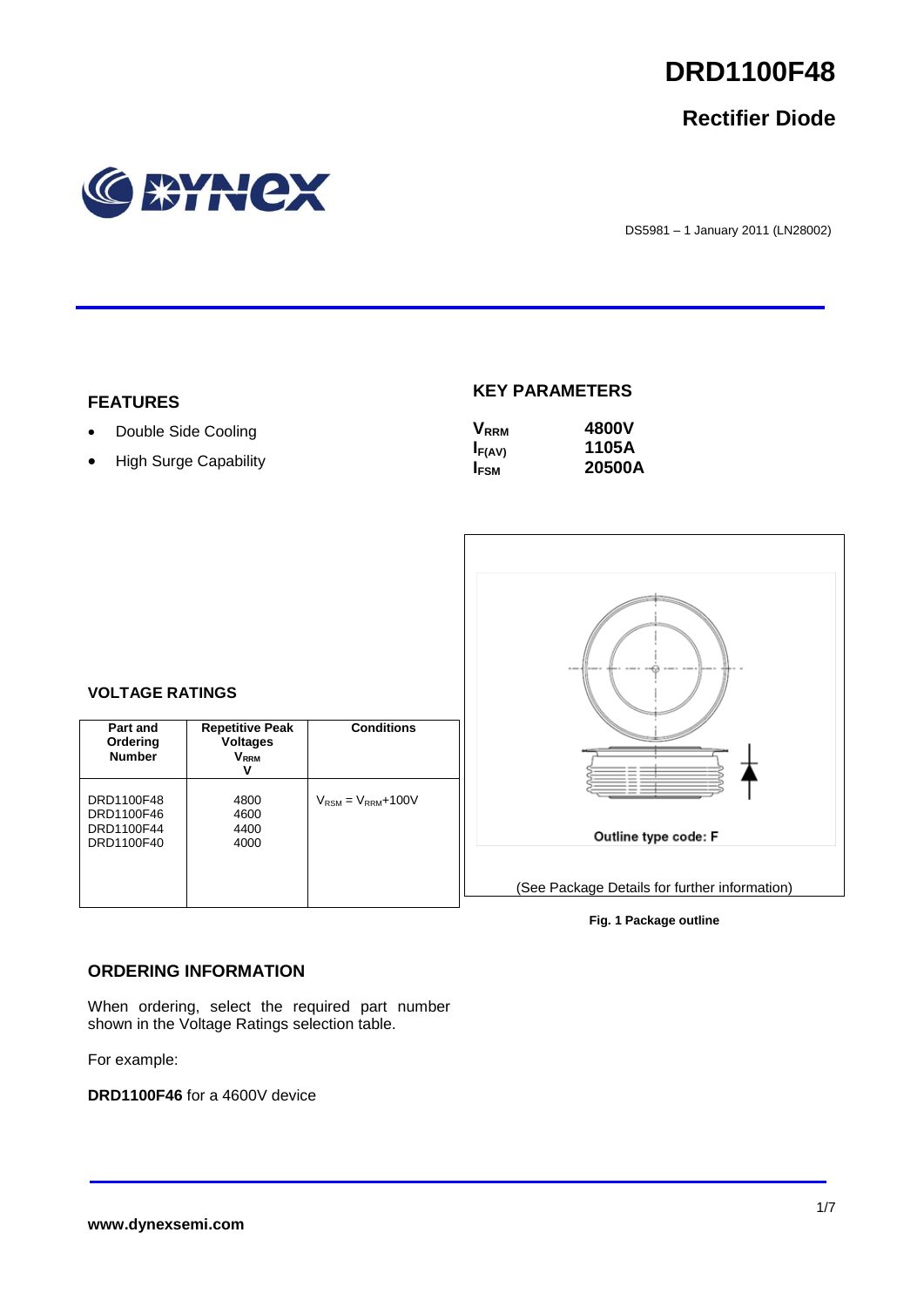# DRD1100F48

## Rectifier Diode

DS5981 – 1 January 2011 (LN28002)

## FEATURES

- Double Side Cooling
- High Surge Capability

## KEY PARAMETERS

| | |
|---|---|
| $V_{RRM}$ | **4800V** |
| $I_{F(AV)}$ | **1105A** |
| $I_{FSM}$ | **20500A** |

## VOLTAGE RATINGS

| Part and Ordering Number | Repetitive Peak Voltages $V_{RRM}$ V | Conditions |
|---|---|---|
| DRD1100F48<br>DRD1100F46<br>DRD1100F44<br>DRD1100F40 | 4800<br>4600<br>4400<br>4000 | $V_{RSM} = V_{RRM}$+100V |

Outline type code: F

(See Package Details for further information)

**Fig. 1 Package outline**

## ORDERING INFORMATION

When ordering, select the required part number shown in the Voltage Ratings selection table.

For example:

**DRD1100F46** for a 4600V device

**www.dynexsemi.com**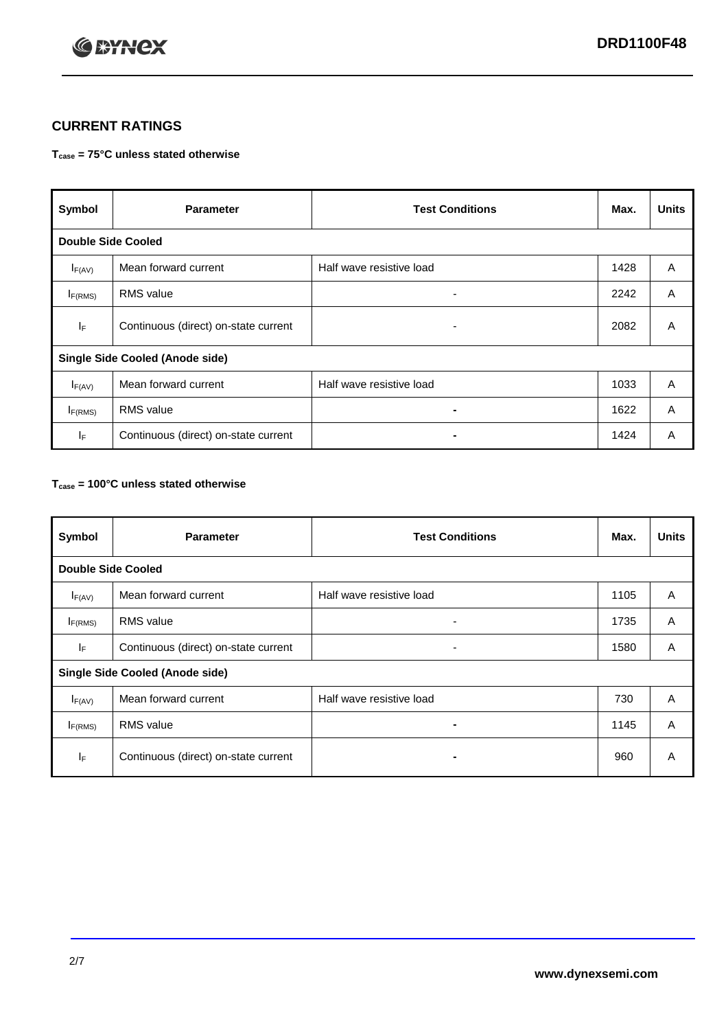## CURRENT RATINGS

**$T_{case}$ = 75°C unless stated otherwise**

| Symbol | Parameter | Test Conditions | Max. | Units |
|---|---|---|---|---|
| **Double Side Cooled** | | | | |
| $I_{F(AV)}$ | Mean forward current | Half wave resistive load | 1428 | A |
| $I_{F(RMS)}$ | RMS value | - | 2242 | A |
| $I_F$ | Continuous (direct) on-state current | - | 2082 | A |
| **Single Side Cooled (Anode side)** | | | | |
| $I_{F(AV)}$ | Mean forward current | Half wave resistive load | 1033 | A |
| $I_{F(RMS)}$ | RMS value | - | 1622 | A |
| $I_F$ | Continuous (direct) on-state current | - | 1424 | A |

**$T_{case}$ = 100°C unless stated otherwise**

| Symbol | Parameter | Test Conditions | Max. | Units |
|---|---|---|---|---|
| **Double Side Cooled** | | | | |
| $I_{F(AV)}$ | Mean forward current | Half wave resistive load | 1105 | A |
| $I_{F(RMS)}$ | RMS value | - | 1735 | A |
| $I_F$ | Continuous (direct) on-state current | - | 1580 | A |
| **Single Side Cooled (Anode side)** | | | | |
| $I_{F(AV)}$ | Mean forward current | Half wave resistive load | 730 | A |
| $I_{F(RMS)}$ | RMS value | - | 1145 | A |
| $I_F$ | Continuous (direct) on-state current | - | 960 | A |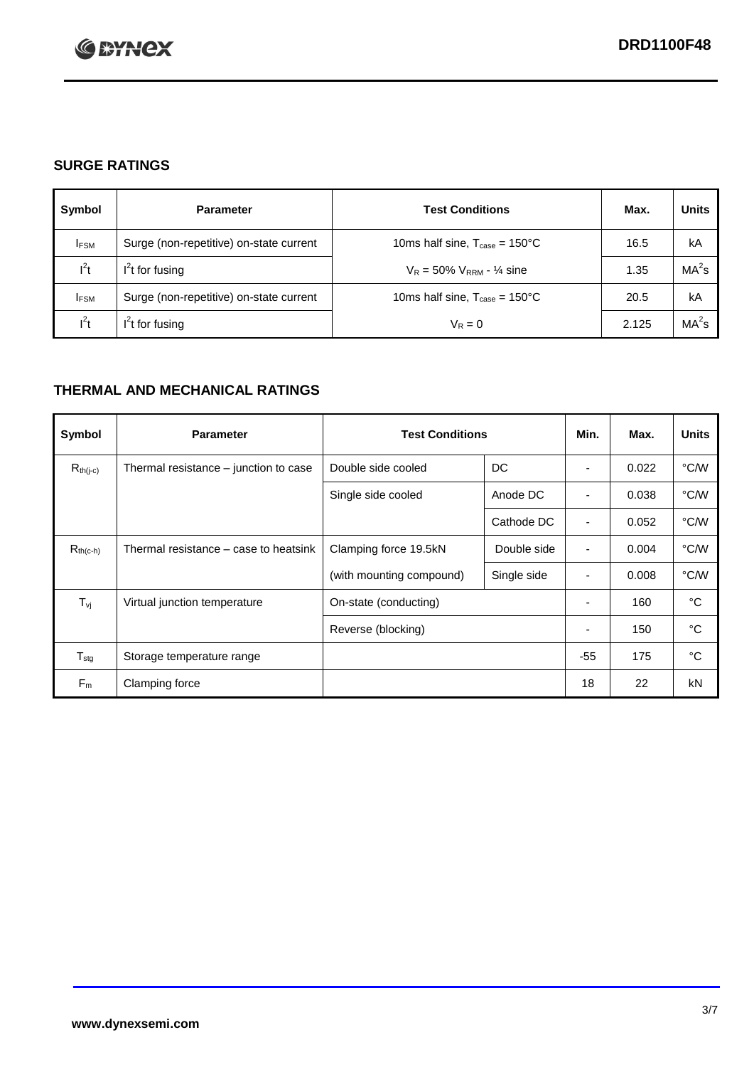## SURGE RATINGS

| Symbol | Parameter | Test Conditions | Max. | Units |
|---|---|---|---|---|
| $I_{FSM}$ | Surge (non-repetitive) on-state current | 10ms half sine, $T_{case}$ = 150°C | 16.5 | kA |
| $I^2t$ | $I^2t$ for fusing | $V_R$ = 50% $V_{RRM}$ - ¼ sine | 1.35 | $MA^2s$ |
| $I_{FSM}$ | Surge (non-repetitive) on-state current | 10ms half sine, $T_{case}$ = 150°C | 20.5 | kA |
| $I^2t$ | $I^2t$ for fusing | $V_R$ = 0 | 2.125 | $MA^2s$ |

## THERMAL AND MECHANICAL RATINGS

| Symbol | Parameter | Test Conditions | | Min. | Max. | Units |
|---|---|---|---|---|---|---|
| $R_{th(j-c)}$ | Thermal resistance – junction to case | Double side cooled | DC | - | 0.022 | °C/W |
| | | Single side cooled | Anode DC | - | 0.038 | °C/W |
| | | | Cathode DC | - | 0.052 | °C/W |
| $R_{th(c-h)}$ | Thermal resistance – case to heatsink | Clamping force 19.5kN | Double side | - | 0.004 | °C/W |
| | | (with mounting compound) | Single side | - | 0.008 | °C/W |
| $T_{vj}$ | Virtual junction temperature | On-state (conducting) | | - | 160 | °C |
| | | Reverse (blocking) | | - | 150 | °C |
| $T_{stg}$ | Storage temperature range | | | -55 | 175 | °C |
| $F_m$ | Clamping force | | | 18 | 22 | kN |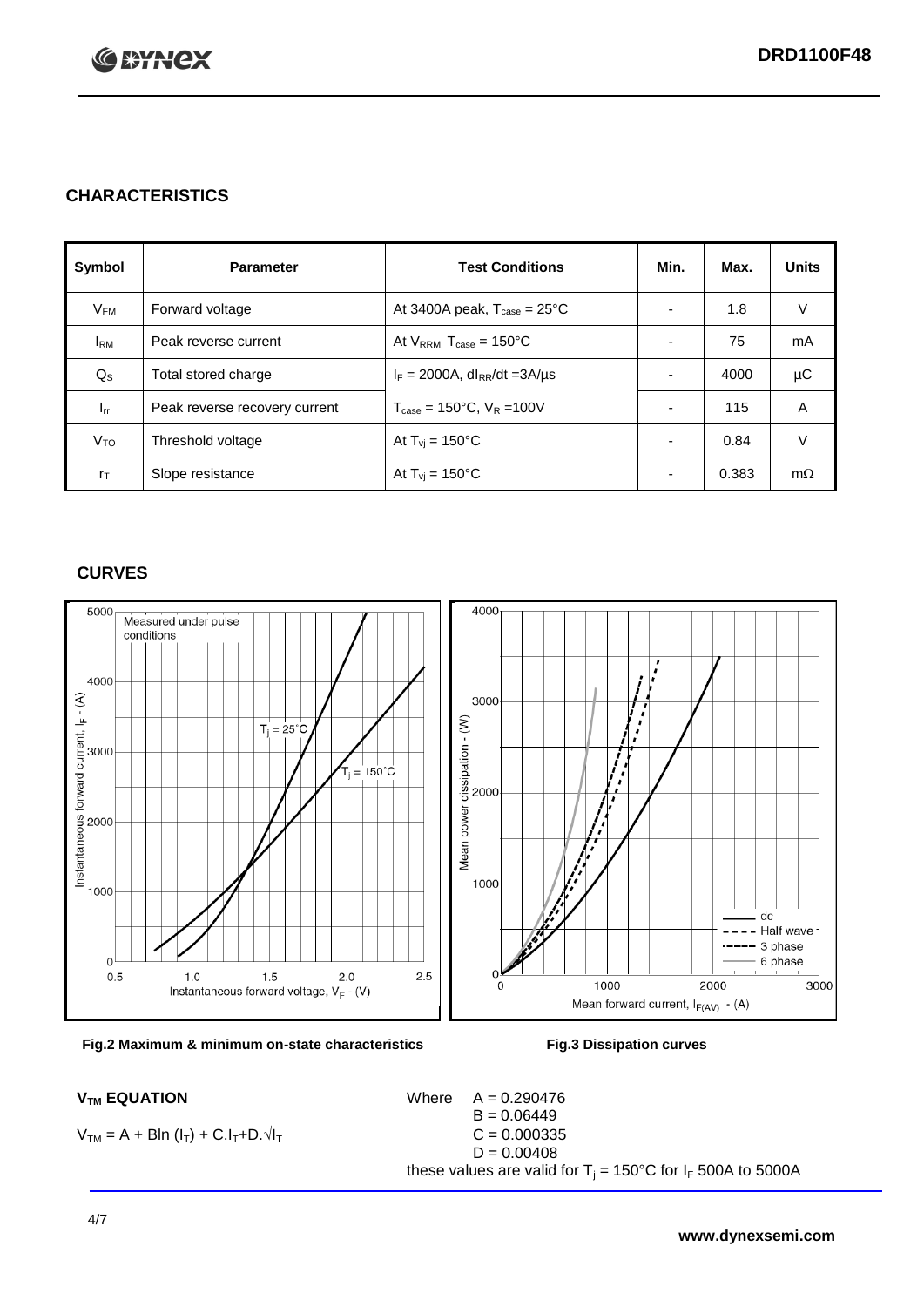## CHARACTERISTICS

| Symbol | Parameter | Test Conditions | Min. | Max. | Units |
|---|---|---|---|---|---|
| $V_{FM}$ | Forward voltage | At 3400A peak, $T_{case}$ = 25°C | - | 1.8 | V |
| $I_{RM}$ | Peak reverse current | At $V_{RRM}$, $T_{case}$ = 150°C | - | 75 | mA |
| $Q_S$ | Total stored charge | $I_F$ = 2000A, $dI_{RR}/dt$ =3A/µs | - | 4000 | µC |
| $I_{rr}$ | Peak reverse recovery current | $T_{case}$ = 150°C, $V_R$ =100V | - | 115 | A |
| $V_{TO}$ | Threshold voltage | At $T_{vj}$ = 150°C | - | 0.84 | V |
| $r_T$ | Slope resistance | At $T_{vj}$ = 150°C | - | 0.383 | mΩ |

## CURVES

**Fig.2 Maximum & minimum on-state characteristics**

**Fig.3 Dissipation curves**

### $V_{TM}$ EQUATION

$$V_{TM} = A + B\ln(I_T) + C.I_T + D.\sqrt{I_T}$$

Where
$A = 0.290476$
$B = 0.06449$
$C = 0.000335$
$D = 0.00408$

these values are valid for $T_j$ = 150°C for $I_F$ 500A to 5000A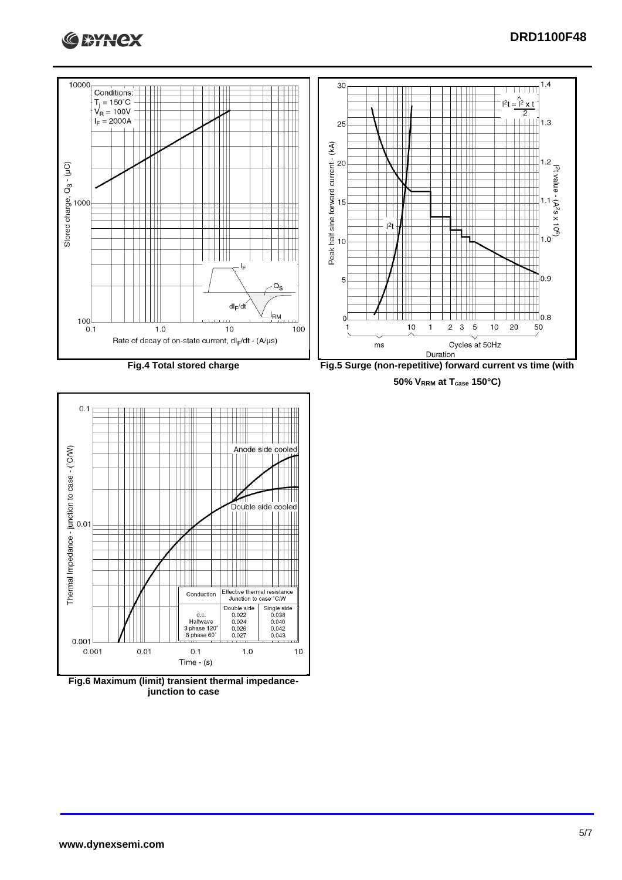**Fig.4 Total stored charge**

**Fig.5 Surge (non-repetitive) forward current vs time (with 50% $V_{RRM}$ at $T_{case}$ 150°C)**

| Conduction | Effective thermal resistance Junction to case °C/W | |
|---|---|---|
| | Double side | Single side |
| d.c. | 0.022 | 0.038 |
| Halfwave | 0.024 | 0.040 |
| 3 phase 120° | 0.026 | 0.042 |
| 6 phase 60° | 0.027 | 0.043 |

**Fig.6 Maximum (limit) transient thermal impedance- junction to case**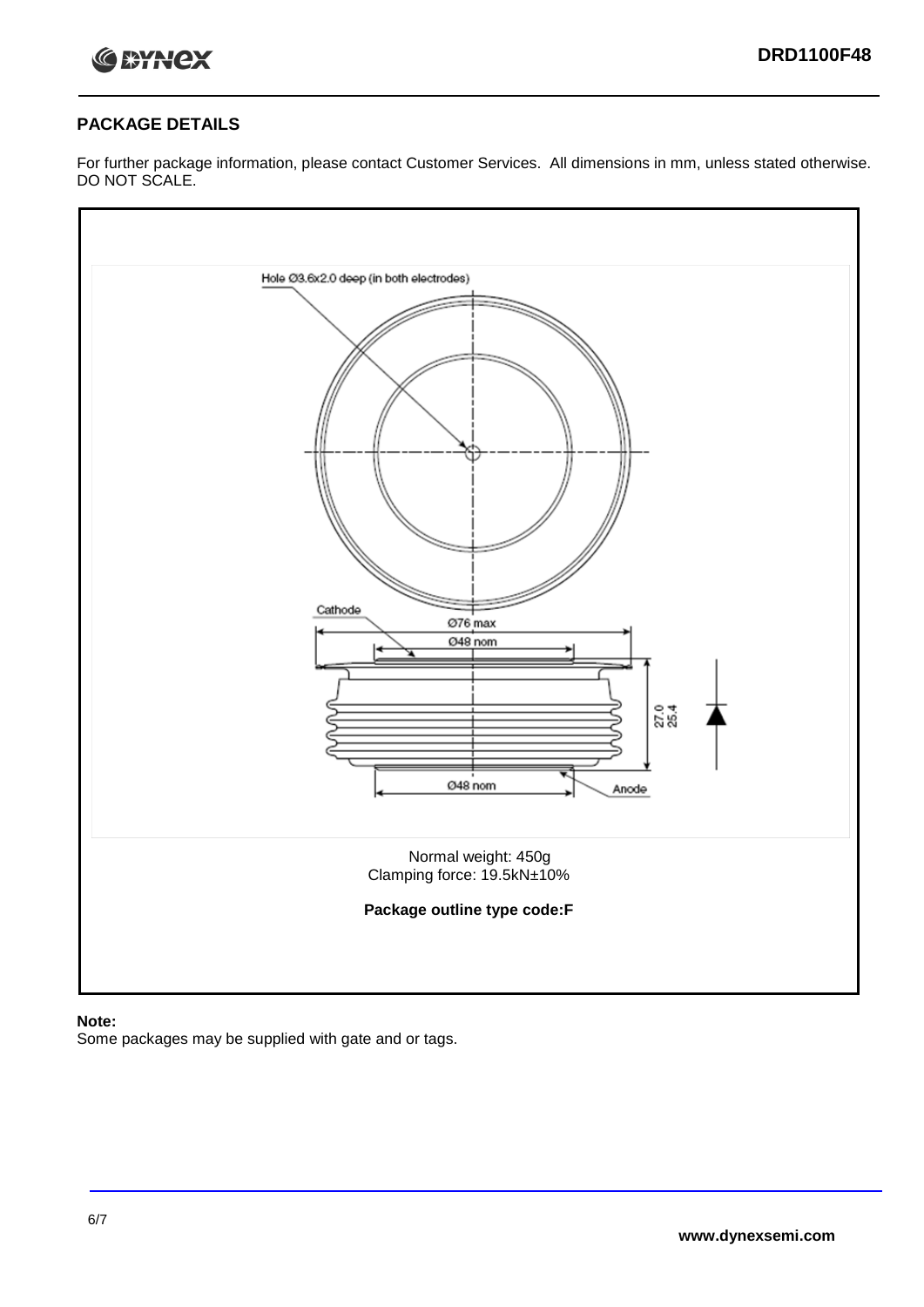## PACKAGE DETAILS

For further package information, please contact Customer Services. All dimensions in mm, unless stated otherwise. DO NOT SCALE.

Hole Ø3.6x2.0 deep (in both electrodes)

Cathode

Ø76 max

Ø48 nom

27.0
25.4

Ø48 nom

Anode

Normal weight: 450g
Clamping force: 19.5kN±10%

**Package outline type code:F**

**Note:**
Some packages may be supplied with gate and or tags.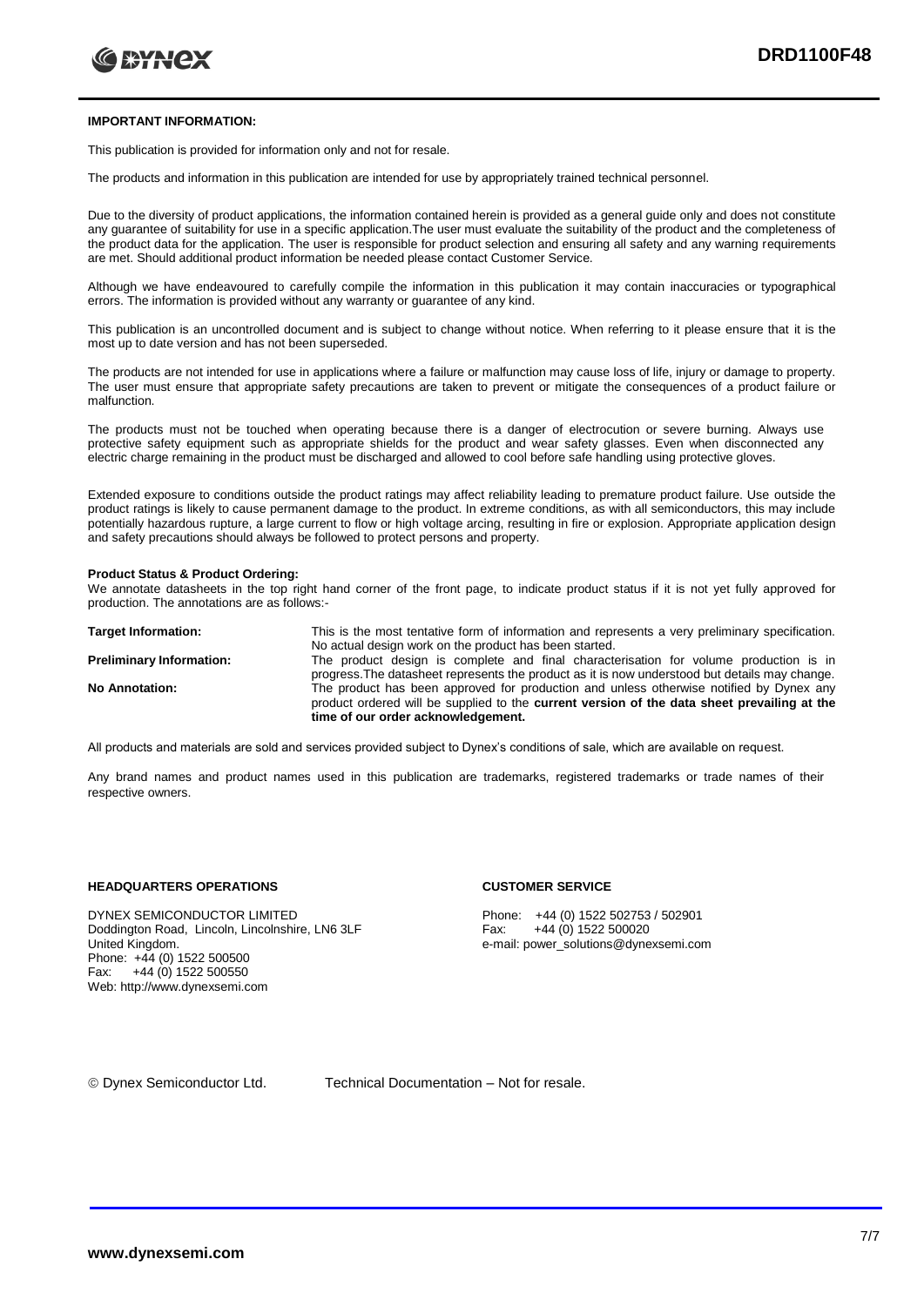**IMPORTANT INFORMATION:**

This publication is provided for information only and not for resale.

The products and information in this publication are intended for use by appropriately trained technical personnel.

Due to the diversity of product applications, the information contained herein is provided as a general guide only and does not constitute any guarantee of suitability for use in a specific application.The user must evaluate the suitability of the product and the completeness of the product data for the application. The user is responsible for product selection and ensuring all safety and any warning requirements are met. Should additional product information be needed please contact Customer Service.

Although we have endeavoured to carefully compile the information in this publication it may contain inaccuracies or typographical errors. The information is provided without any warranty or guarantee of any kind.

This publication is an uncontrolled document and is subject to change without notice. When referring to it please ensure that it is the most up to date version and has not been superseded.

The products are not intended for use in applications where a failure or malfunction may cause loss of life, injury or damage to property. The user must ensure that appropriate safety precautions are taken to prevent or mitigate the consequences of a product failure or malfunction.

The products must not be touched when operating because there is a danger of electrocution or severe burning. Always use protective safety equipment such as appropriate shields for the product and wear safety glasses. Even when disconnected any electric charge remaining in the product must be discharged and allowed to cool before safe handling using protective gloves.

Extended exposure to conditions outside the product ratings may affect reliability leading to premature product failure. Use outside the product ratings is likely to cause permanent damage to the product. In extreme conditions, as with all semiconductors, this may include potentially hazardous rupture, a large current to flow or high voltage arcing, resulting in fire or explosion. Appropriate application design and safety precautions should always be followed to protect persons and property.

**Product Status & Product Ordering:**
We annotate datasheets in the top right hand corner of the front page, to indicate product status if it is not yet fully approved for production. The annotations are as follows:-

| | |
|---|---|
| **Target Information:** | This is the most tentative form of information and represents a very preliminary specification. No actual design work on the product has been started. |
| **Preliminary Information:** | The product design is complete and final characterisation for volume production is in progress.The datasheet represents the product as it is now understood but details may change. |
| **No Annotation:** | The product has been approved for production and unless otherwise notified by Dynex any product ordered will be supplied to the **current version of the data sheet prevailing at the time of our order acknowledgement.** |

All products and materials are sold and services provided subject to Dynex's conditions of sale, which are available on request.

Any brand names and product names used in this publication are trademarks, registered trademarks or trade names of their respective owners.

**HEADQUARTERS OPERATIONS**

DYNEX SEMICONDUCTOR LIMITED
Doddington Road, Lincoln, Lincolnshire, LN6 3LF
United Kingdom.
Phone: +44 (0) 1522 500500
Fax: +44 (0) 1522 500550
Web: http://www.dynexsemi.com

**CUSTOMER SERVICE**

Phone: +44 (0) 1522 502753 / 502901
Fax: +44 (0) 1522 500020
e-mail: power_solutions@dynexsemi.com

© Dynex Semiconductor Ltd. Technical Documentation – Not for resale.